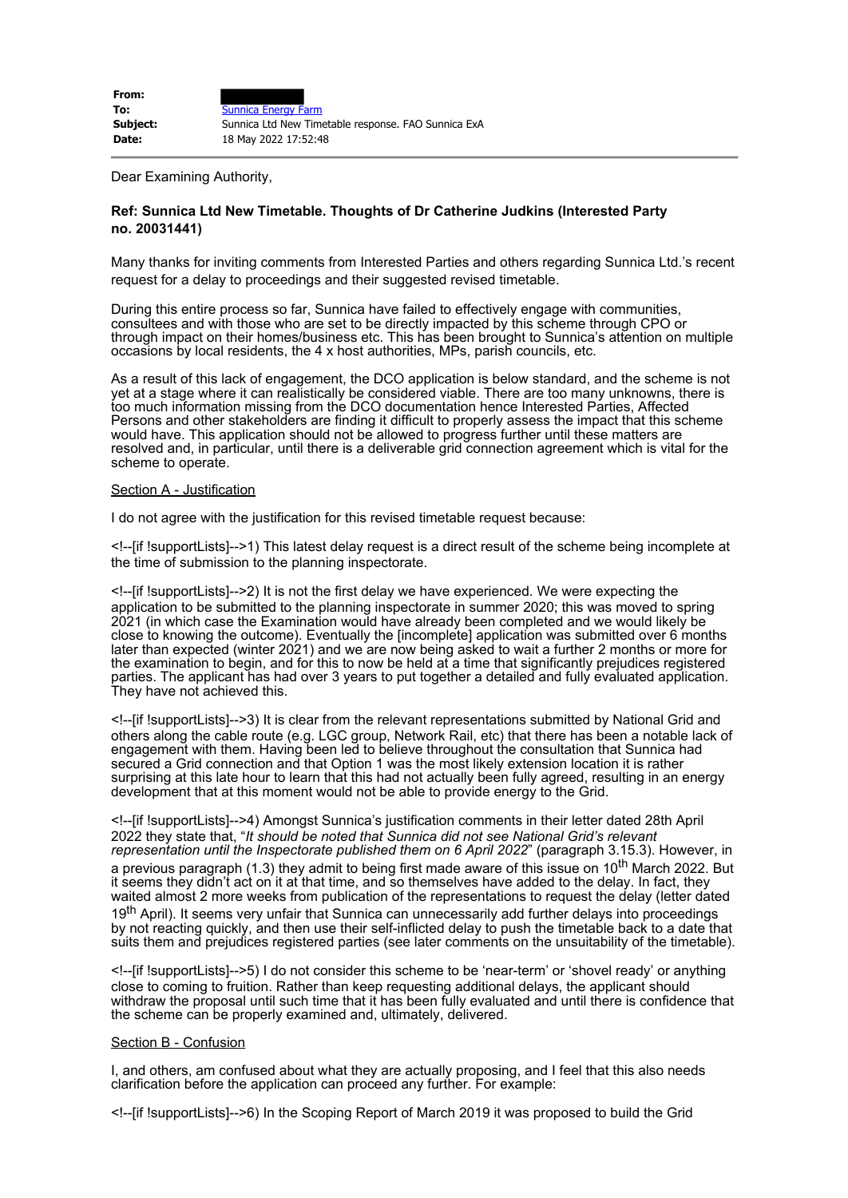| | |
|---|---|
| **From:** | |
| **To:** | Sunnica Energy Farm |
| **Subject:** | Sunnica Ltd New Timetable response. FAO Sunnica ExA |
| **Date:** | 18 May 2022 17:52:48 |

Dear Examining Authority,

**Ref: Sunnica Ltd New Timetable. Thoughts of Dr Catherine Judkins (Interested Party no. 20031441)**

Many thanks for inviting comments from Interested Parties and others regarding Sunnica Ltd.'s recent request for a delay to proceedings and their suggested revised timetable.

During this entire process so far, Sunnica have failed to effectively engage with communities, consultees and with those who are set to be directly impacted by this scheme through CPO or through impact on their homes/business etc. This has been brought to Sunnica's attention on multiple occasions by local residents, the 4 x host authorities, MPs, parish councils, etc.

As a result of this lack of engagement, the DCO application is below standard, and the scheme is not yet at a stage where it can realistically be considered viable. There are too many unknowns, there is too much information missing from the DCO documentation hence Interested Parties, Affected Persons and other stakeholders are finding it difficult to properly assess the impact that this scheme would have. This application should not be allowed to progress further until these matters are resolved and, in particular, until there is a deliverable grid connection agreement which is vital for the scheme to operate.

Section A - Justification

I do not agree with the justification for this revised timetable request because:

<!--[if !supportLists]-->1) This latest delay request is a direct result of the scheme being incomplete at the time of submission to the planning inspectorate.

<!--[if !supportLists]-->2) It is not the first delay we have experienced. We were expecting the application to be submitted to the planning inspectorate in summer 2020; this was moved to spring 2021 (in which case the Examination would have already been completed and we would likely be close to knowing the outcome). Eventually the [incomplete] application was submitted over 6 months later than expected (winter 2021) and we are now being asked to wait a further 2 months or more for the examination to begin, and for this to now be held at a time that significantly prejudices registered parties. The applicant has had over 3 years to put together a detailed and fully evaluated application. They have not achieved this.

<!--[if !supportLists]-->3) It is clear from the relevant representations submitted by National Grid and others along the cable route (e.g. LGC group, Network Rail, etc) that there has been a notable lack of engagement with them. Having been led to believe throughout the consultation that Sunnica had secured a Grid connection and that Option 1 was the most likely extension location it is rather surprising at this late hour to learn that this had not actually been fully agreed, resulting in an energy development that at this moment would not be able to provide energy to the Grid.

<!--[if !supportLists]-->4) Amongst Sunnica's justification comments in their letter dated 28th April 2022 they state that, "*It should be noted that Sunnica did not see National Grid's relevant representation until the Inspectorate published them on 6 April 2022*" (paragraph 3.15.3). However, in a previous paragraph (1.3) they admit to being first made aware of this issue on 10th March 2022. But it seems they didn't act on it at that time, and so themselves have added to the delay. In fact, they waited almost 2 more weeks from publication of the representations to request the delay (letter dated 19th April). It seems very unfair that Sunnica can unnecessarily add further delays into proceedings by not reacting quickly, and then use their self-inflicted delay to push the timetable back to a date that suits them and prejudices registered parties (see later comments on the unsuitability of the timetable).

<!--[if !supportLists]-->5) I do not consider this scheme to be 'near-term' or 'shovel ready' or anything close to coming to fruition. Rather than keep requesting additional delays, the applicant should withdraw the proposal until such time that it has been fully evaluated and until there is confidence that the scheme can be properly examined and, ultimately, delivered.

Section B - Confusion

I, and others, am confused about what they are actually proposing, and I feel that this also needs clarification before the application can proceed any further. For example:

<!--[if !supportLists]-->6) In the Scoping Report of March 2019 it was proposed to build the Grid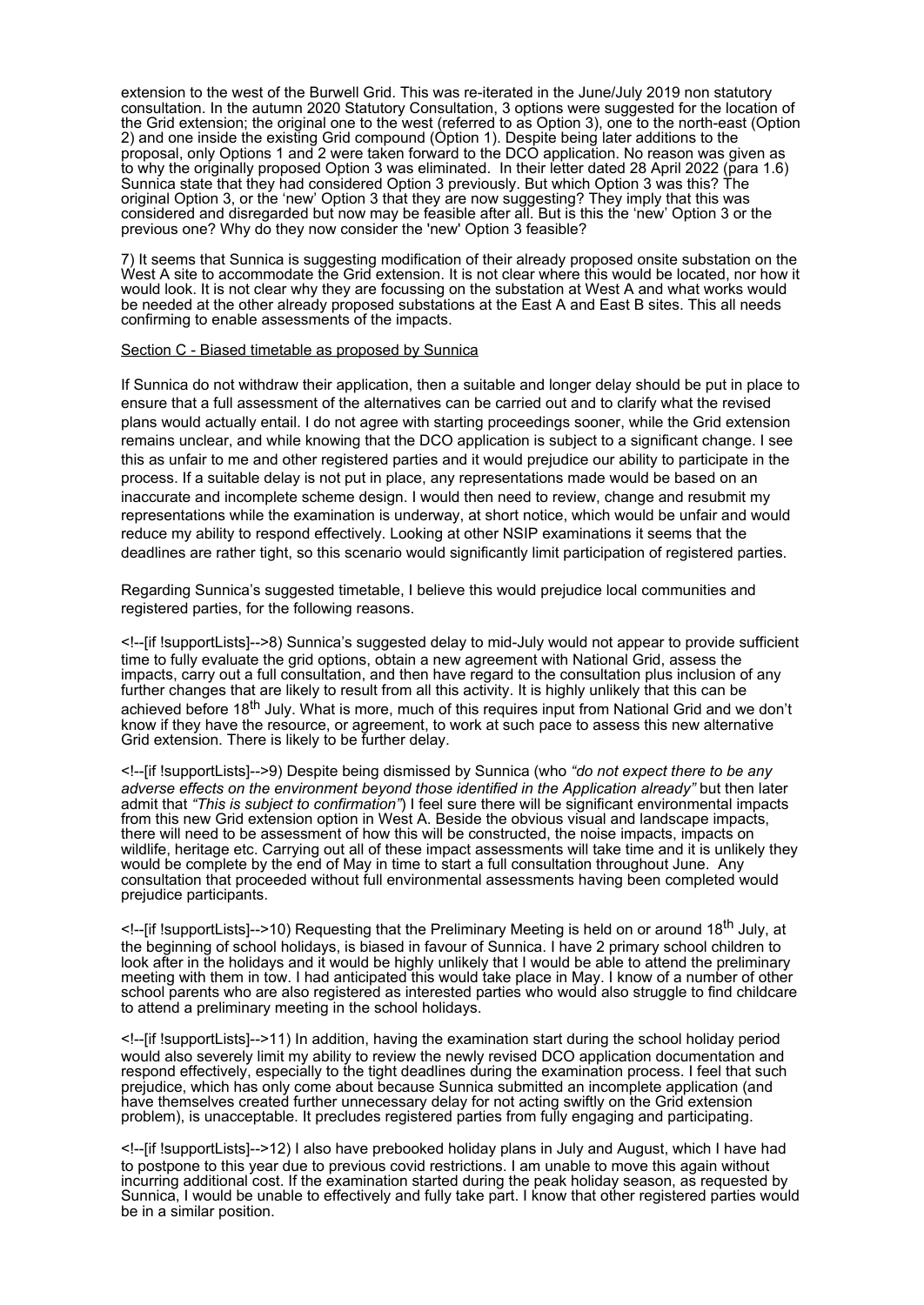extension to the west of the Burwell Grid. This was re-iterated in the June/July 2019 non statutory consultation. In the autumn 2020 Statutory Consultation, 3 options were suggested for the location of the Grid extension; the original one to the west (referred to as Option 3), one to the north-east (Option 2) and one inside the existing Grid compound (Option 1). Despite being later additions to the proposal, only Options 1 and 2 were taken forward to the DCO application. No reason was given as to why the originally proposed Option 3 was eliminated. In their letter dated 28 April 2022 (para 1.6) Sunnica state that they had considered Option 3 previously. But which Option 3 was this? The original Option 3, or the 'new' Option 3 that they are now suggesting? They imply that this was considered and disregarded but now may be feasible after all. But is this the 'new' Option 3 or the previous one? Why do they now consider the 'new' Option 3 feasible?

7) It seems that Sunnica is suggesting modification of their already proposed onsite substation on the West A site to accommodate the Grid extension. It is not clear where this would be located, nor how it would look. It is not clear why they are focussing on the substation at West A and what works would be needed at the other already proposed substations at the East A and East B sites. This all needs confirming to enable assessments of the impacts.

Section C - Biased timetable as proposed by Sunnica

If Sunnica do not withdraw their application, then a suitable and longer delay should be put in place to ensure that a full assessment of the alternatives can be carried out and to clarify what the revised plans would actually entail. I do not agree with starting proceedings sooner, while the Grid extension remains unclear, and while knowing that the DCO application is subject to a significant change. I see this as unfair to me and other registered parties and it would prejudice our ability to participate in the process. If a suitable delay is not put in place, any representations made would be based on an inaccurate and incomplete scheme design. I would then need to review, change and resubmit my representations while the examination is underway, at short notice, which would be unfair and would reduce my ability to respond effectively. Looking at other NSIP examinations it seems that the deadlines are rather tight, so this scenario would significantly limit participation of registered parties.

Regarding Sunnica's suggested timetable, I believe this would prejudice local communities and registered parties, for the following reasons.

<!--[if !supportLists]-->8) Sunnica's suggested delay to mid-July would not appear to provide sufficient time to fully evaluate the grid options, obtain a new agreement with National Grid, assess the impacts, carry out a full consultation, and then have regard to the consultation plus inclusion of any further changes that are likely to result from all this activity. It is highly unlikely that this can be achieved before 18th July. What is more, much of this requires input from National Grid and we don't know if they have the resource, or agreement, to work at such pace to assess this new alternative Grid extension. There is likely to be further delay.

<!--[if !supportLists]-->9) Despite being dismissed by Sunnica (who *"do not expect there to be any adverse effects on the environment beyond those identified in the Application already"* but then later admit that *"This is subject to confirmation"*) I feel sure there will be significant environmental impacts from this new Grid extension option in West A. Beside the obvious visual and landscape impacts, there will need to be assessment of how this will be constructed, the noise impacts, impacts on wildlife, heritage etc. Carrying out all of these impact assessments will take time and it is unlikely they would be complete by the end of May in time to start a full consultation throughout June. Any consultation that proceeded without full environmental assessments having been completed would prejudice participants.

<!--[if !supportLists]-->10) Requesting that the Preliminary Meeting is held on or around 18th July, at the beginning of school holidays, is biased in favour of Sunnica. I have 2 primary school children to look after in the holidays and it would be highly unlikely that I would be able to attend the preliminary meeting with them in tow. I had anticipated this would take place in May. I know of a number of other school parents who are also registered as interested parties who would also struggle to find childcare to attend a preliminary meeting in the school holidays.

<!--[if !supportLists]-->11) In addition, having the examination start during the school holiday period would also severely limit my ability to review the newly revised DCO application documentation and respond effectively, especially to the tight deadlines during the examination process. I feel that such prejudice, which has only come about because Sunnica submitted an incomplete application (and have themselves created further unnecessary delay for not acting swiftly on the Grid extension problem), is unacceptable. It precludes registered parties from fully engaging and participating.

<!--[if !supportLists]-->12) I also have prebooked holiday plans in July and August, which I have had to postpone to this year due to previous covid restrictions. I am unable to move this again without incurring additional cost. If the examination started during the peak holiday season, as requested by Sunnica, I would be unable to effectively and fully take part. I know that other registered parties would be in a similar position.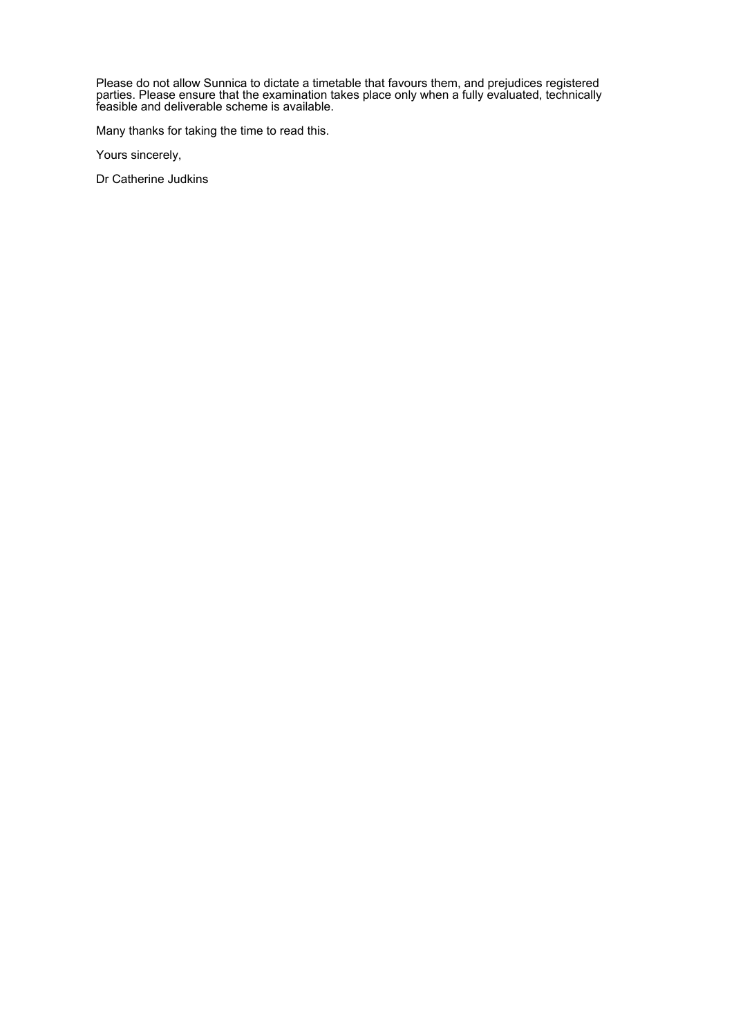Please do not allow Sunnica to dictate a timetable that favours them, and prejudices registered parties. Please ensure that the examination takes place only when a fully evaluated, technically feasible and deliverable scheme is available.

Many thanks for taking the time to read this.

Yours sincerely,

Dr Catherine Judkins